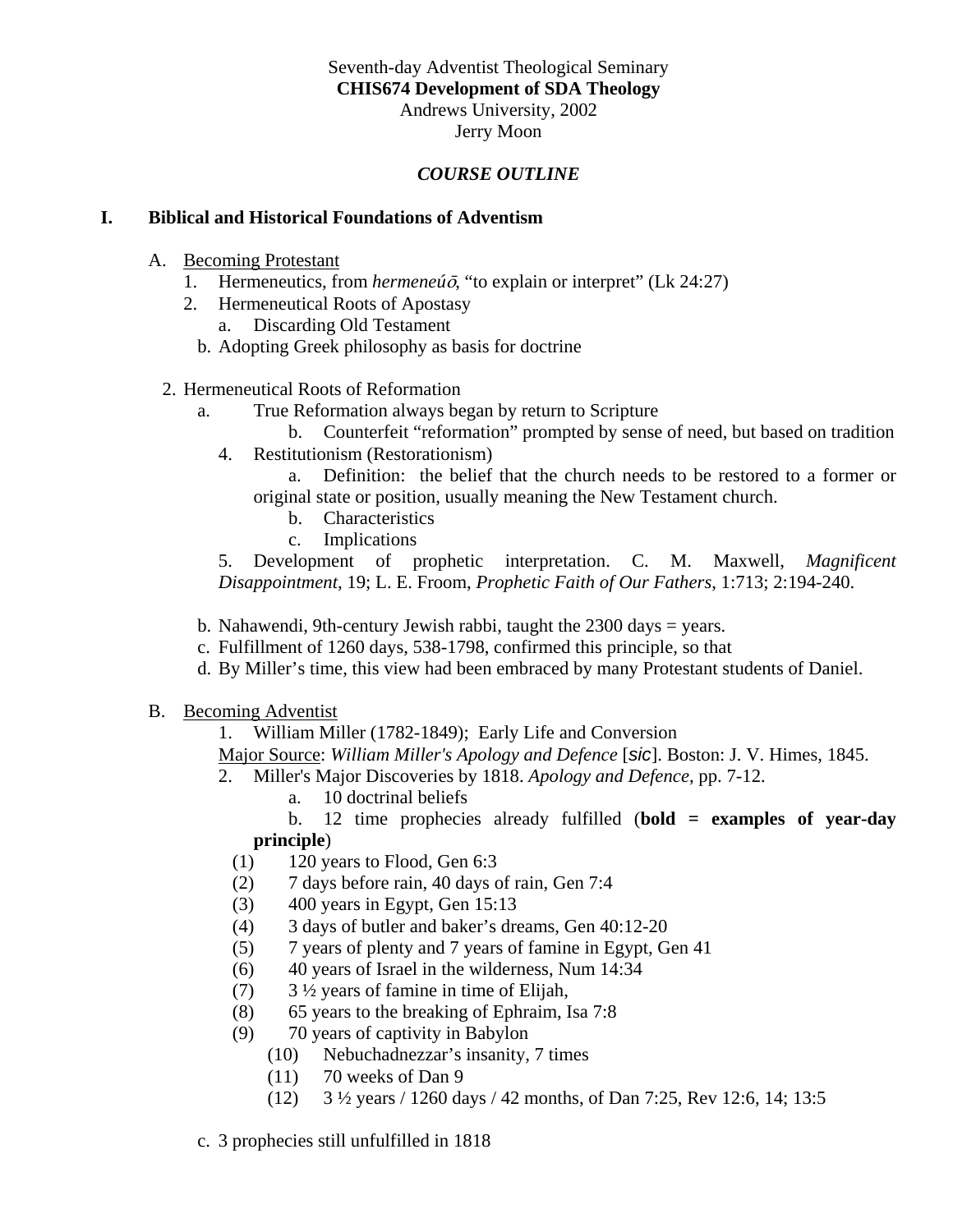Seventh-day Adventist Theological Seminary
**CHIS674 Development of SDA Theology**
Andrews University, 2002
Jerry Moon

***COURSE OUTLINE***

## I. Biblical and Historical Foundations of Adventism

A. Becoming Protestant

1. Hermeneutics, from *hermeneúō*, "to explain or interpret" (Lk 24:27)
2. Hermeneutical Roots of Apostasy
   a. Discarding Old Testament
   b. Adopting Greek philosophy as basis for doctrine

2. Hermeneutical Roots of Reformation
   a. True Reformation always began by return to Scripture
   b. Counterfeit "reformation" prompted by sense of need, but based on tradition

4. Restitutionism (Restorationism)
   a. Definition: the belief that the church needs to be restored to a former or original state or position, usually meaning the New Testament church.
   b. Characteristics
   c. Implications

5. Development of prophetic interpretation. C. M. Maxwell, *Magnificent Disappointment*, 19; L. E. Froom, *Prophetic Faith of Our Fathers*, 1:713; 2:194-240.

   b. Nahawendi, 9th-century Jewish rabbi, taught the 2300 days = years.
   c. Fulfillment of 1260 days, 538-1798, confirmed this principle, so that
   d. By Miller's time, this view had been embraced by many Protestant students of Daniel.

B. Becoming Adventist

1. William Miller (1782-1849); Early Life and Conversion
   Major Source: *William Miller's Apology and Defence* [*sic*]. Boston: J. V. Himes, 1845.
2. Miller's Major Discoveries by 1818. *Apology and Defence*, pp. 7-12.
   a. 10 doctrinal beliefs
   b. 12 time prophecies already fulfilled (**bold = examples of year-day principle**)
      (1) 120 years to Flood, Gen 6:3
      (2) 7 days before rain, 40 days of rain, Gen 7:4
      (3) 400 years in Egypt, Gen 15:13
      (4) 3 days of butler and baker's dreams, Gen 40:12-20
      (5) 7 years of plenty and 7 years of famine in Egypt, Gen 41
      (6) 40 years of Israel in the wilderness, Num 14:34
      (7) 3 ½ years of famine in time of Elijah,
      (8) 65 years to the breaking of Ephraim, Isa 7:8
      (9) 70 years of captivity in Babylon
      (10) Nebuchadnezzar's insanity, 7 times
      (11) 70 weeks of Dan 9
      (12) 3 ½ years / 1260 days / 42 months, of Dan 7:25, Rev 12:6, 14; 13:5
   c. 3 prophecies still unfulfilled in 1818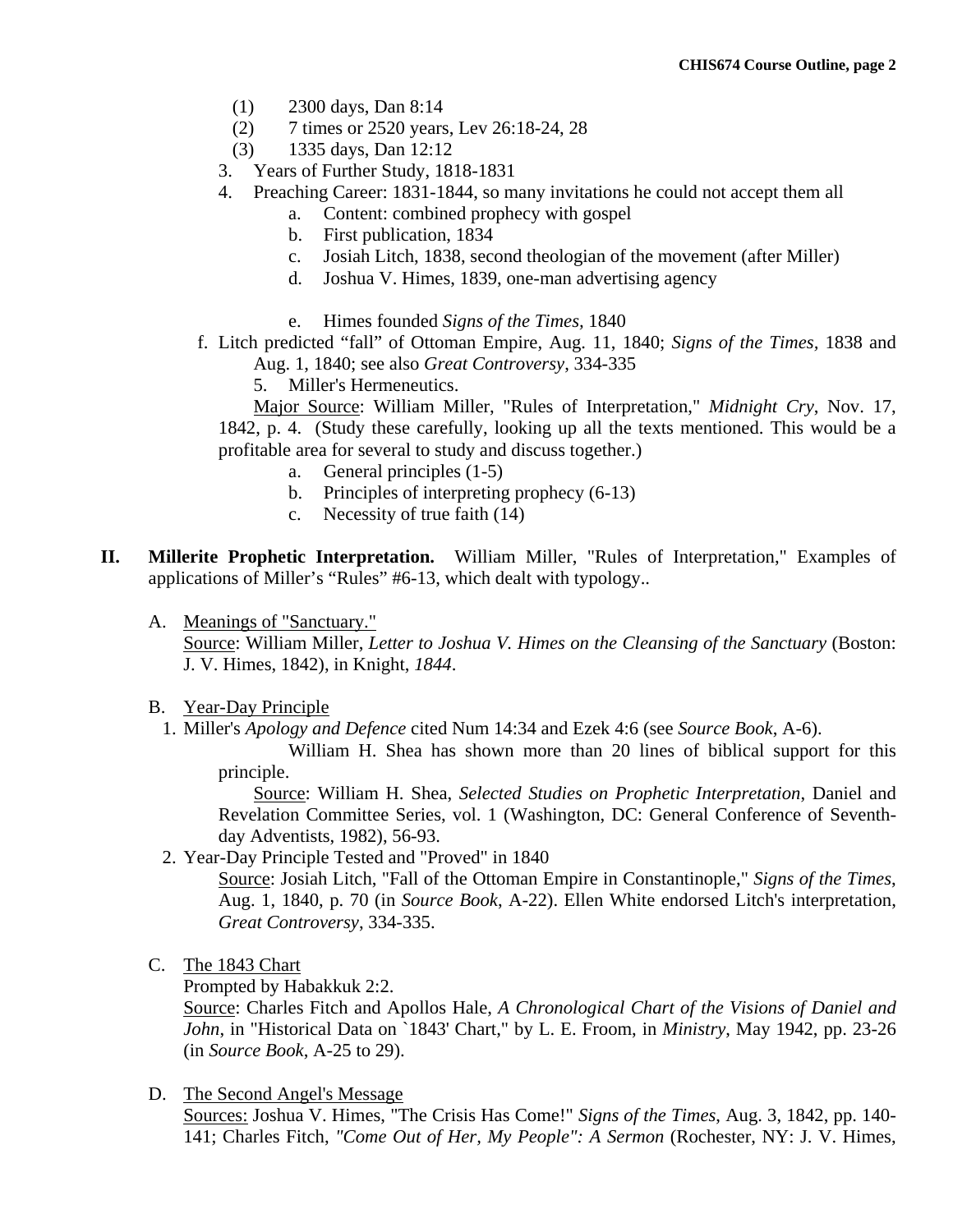(1) 2300 days, Dan 8:14
(2) 7 times or 2520 years, Lev 26:18-24, 28
(3) 1335 days, Dan 12:12

3. Years of Further Study, 1818-1831
4. Preaching Career: 1831-1844, so many invitations he could not accept them all
   a. Content: combined prophecy with gospel
   b. First publication, 1834
   c. Josiah Litch, 1838, second theologian of the movement (after Miller)
   d. Joshua V. Himes, 1839, one-man advertising agency
   e. Himes founded *Signs of the Times,* 1840
   f. Litch predicted "fall" of Ottoman Empire, Aug. 11, 1840; *Signs of the Times*, 1838 and Aug. 1, 1840; see also *Great Controversy*, 334-335
5. Miller's Hermeneutics.

   Major Source: William Miller, "Rules of Interpretation," *Midnight Cry*, Nov. 17, 1842, p. 4. (Study these carefully, looking up all the texts mentioned. This would be a profitable area for several to study and discuss together.)
   a. General principles (1-5)
   b. Principles of interpreting prophecy (6-13)
   c. Necessity of true faith (14)

## II. Millerite Prophetic Interpretation.

William Miller, "Rules of Interpretation," Examples of applications of Miller's "Rules" #6-13, which dealt with typology..

A. Meanings of "Sanctuary."

Source: William Miller, *Letter to Joshua V. Himes on the Cleansing of the Sanctuary* (Boston: J. V. Himes, 1842), in Knight, *1844*.

B. Year-Day Principle

1. Miller's *Apology and Defence* cited Num 14:34 and Ezek 4:6 (see *Source Book*, A-6).

   William H. Shea has shown more than 20 lines of biblical support for this principle.

   Source: William H. Shea, *Selected Studies on Prophetic Interpretation*, Daniel and Revelation Committee Series, vol. 1 (Washington, DC: General Conference of Seventh-day Adventists, 1982), 56-93.

2. Year-Day Principle Tested and "Proved" in 1840

   Source: Josiah Litch, "Fall of the Ottoman Empire in Constantinople," *Signs of the Times*, Aug. 1, 1840, p. 70 (in *Source Book*, A-22). Ellen White endorsed Litch's interpretation, *Great Controversy*, 334-335.

C. The 1843 Chart

Prompted by Habakkuk 2:2.

Source: Charles Fitch and Apollos Hale, *A Chronological Chart of the Visions of Daniel and John*, in "Historical Data on `1843' Chart," by L. E. Froom, in *Ministry*, May 1942, pp. 23-26 (in *Source Book*, A-25 to 29).

D. The Second Angel's Message

Sources: Joshua V. Himes, "The Crisis Has Come!" *Signs of the Times*, Aug. 3, 1842, pp. 140-141; Charles Fitch, *"Come Out of Her, My People": A Sermon* (Rochester, NY: J. V. Himes,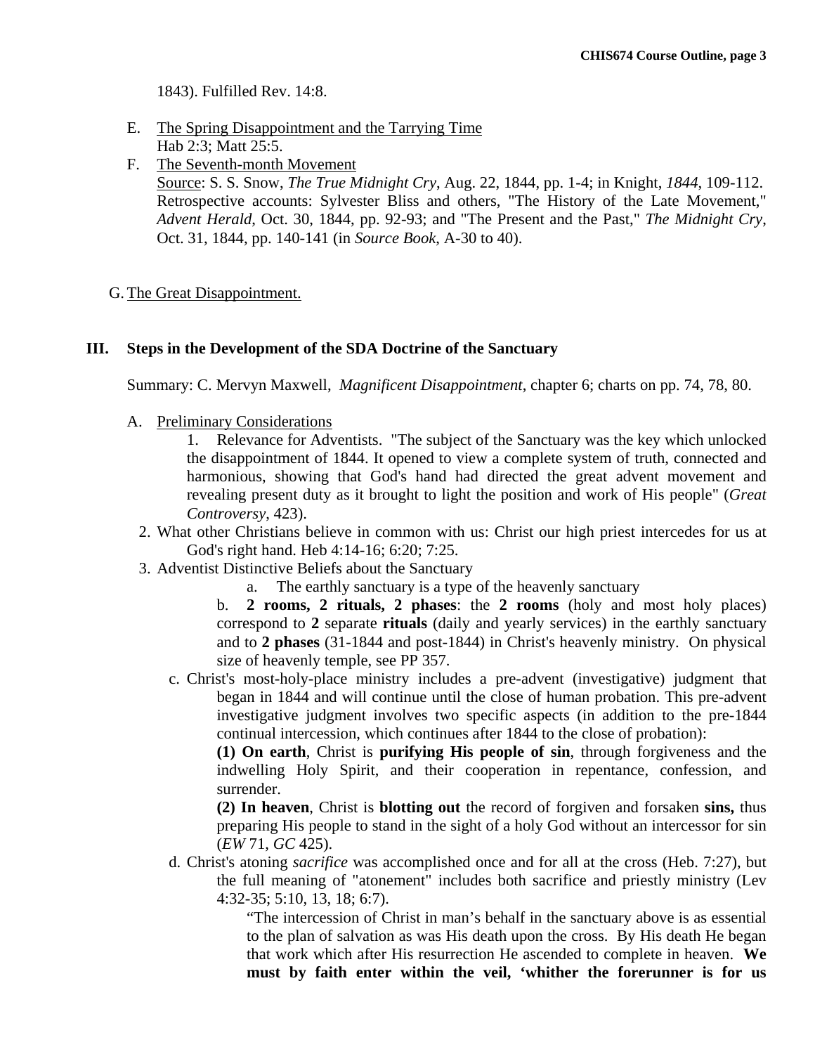1843). Fulfilled Rev. 14:8.

E. <u>The Spring Disappointment and the Tarrying Time</u>
Hab 2:3; Matt 25:5.

F. <u>The Seventh-month Movement</u>
<u>Source</u>: S. S. Snow, *The True Midnight Cry*, Aug. 22, 1844, pp. 1-4; in Knight, *1844*, 109-112. Retrospective accounts: Sylvester Bliss and others, "The History of the Late Movement," *Advent Herald*, Oct. 30, 1844, pp. 92-93; and "The Present and the Past," *The Midnight Cry*, Oct. 31, 1844, pp. 140-141 (in *Source Book*, A-30 to 40).

G. <u>The Great Disappointment.</u>

## III. Steps in the Development of the SDA Doctrine of the Sanctuary

Summary: C. Mervyn Maxwell, *Magnificent Disappointment*, chapter 6; charts on pp. 74, 78, 80.

A. <u>Preliminary Considerations</u>

1. Relevance for Adventists. "The subject of the Sanctuary was the key which unlocked the disappointment of 1844. It opened to view a complete system of truth, connected and harmonious, showing that God's hand had directed the great advent movement and revealing present duty as it brought to light the position and work of His people" (*Great Controversy*, 423).
2. What other Christians believe in common with us: Christ our high priest intercedes for us at God's right hand. Heb 4:14-16; 6:20; 7:25.
3. Adventist Distinctive Beliefs about the Sanctuary
   a. The earthly sanctuary is a type of the heavenly sanctuary
   b. **2 rooms, 2 rituals, 2 phases**: the **2 rooms** (holy and most holy places) correspond to **2** separate **rituals** (daily and yearly services) in the earthly sanctuary and to **2 phases** (31-1844 and post-1844) in Christ's heavenly ministry. On physical size of heavenly temple, see PP 357.
   c. Christ's most-holy-place ministry includes a pre-advent (investigative) judgment that began in 1844 and will continue until the close of human probation. This pre-advent investigative judgment involves two specific aspects (in addition to the pre-1844 continual intercession, which continues after 1844 to the close of probation):
   **(1) On earth**, Christ is **purifying His people of sin**, through forgiveness and the indwelling Holy Spirit, and their cooperation in repentance, confession, and surrender.
   **(2) In heaven**, Christ is **blotting out** the record of forgiven and forsaken **sins,** thus preparing His people to stand in the sight of a holy God without an intercessor for sin (*EW* 71, *GC* 425).
   d. Christ's atoning *sacrifice* was accomplished once and for all at the cross (Heb. 7:27), but the full meaning of "atonement" includes both sacrifice and priestly ministry (Lev 4:32-35; 5:10, 13, 18; 6:7).

   > "The intercession of Christ in man's behalf in the sanctuary above is as essential to the plan of salvation as was His death upon the cross. By His death He began that work which after His resurrection He ascended to complete in heaven. **We must by faith enter within the veil, 'whither the forerunner is for us**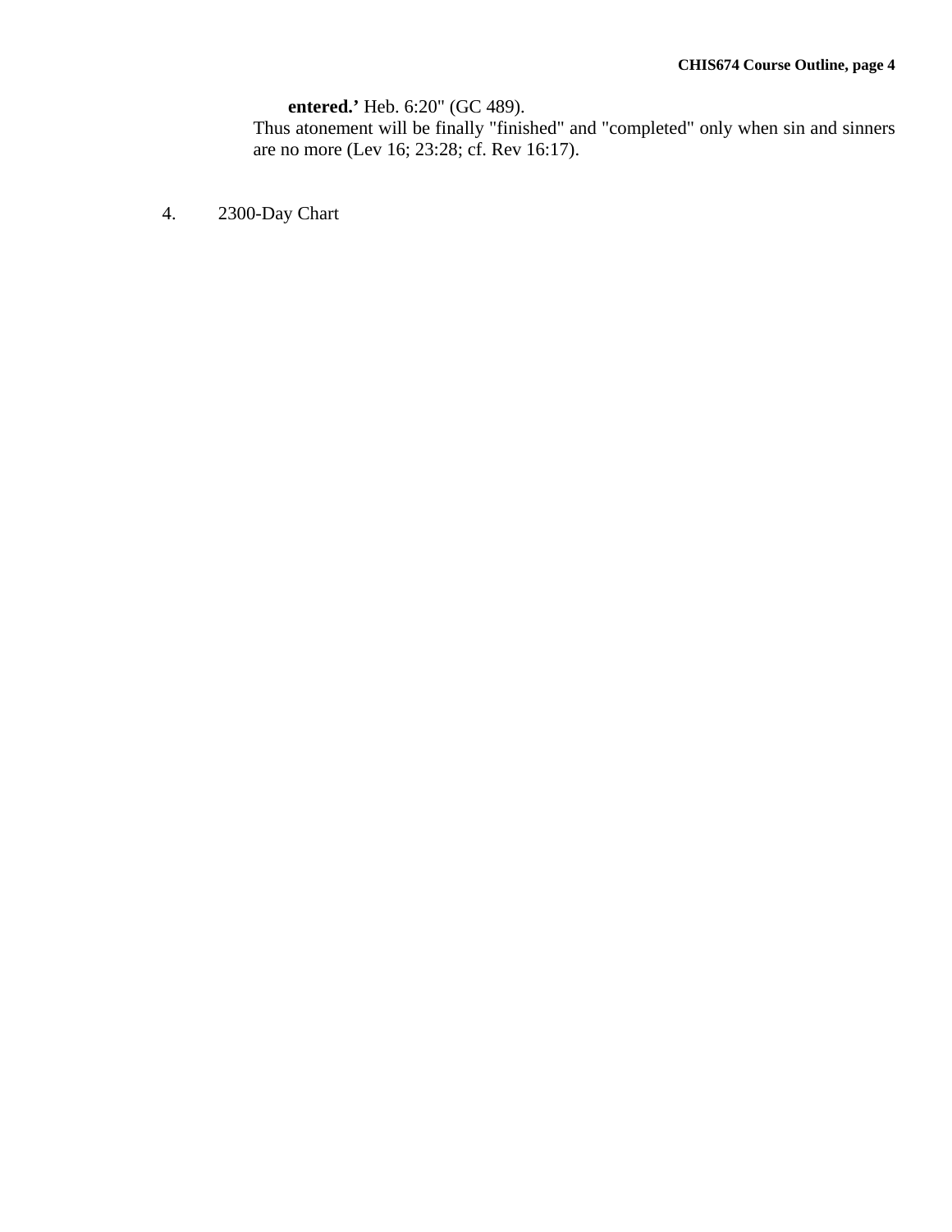**entered.'** Heb. 6:20" (GC 489).

Thus atonement will be finally "finished" and "completed" only when sin and sinners are no more (Lev 16; 23:28; cf. Rev 16:17).

4. 2300-Day Chart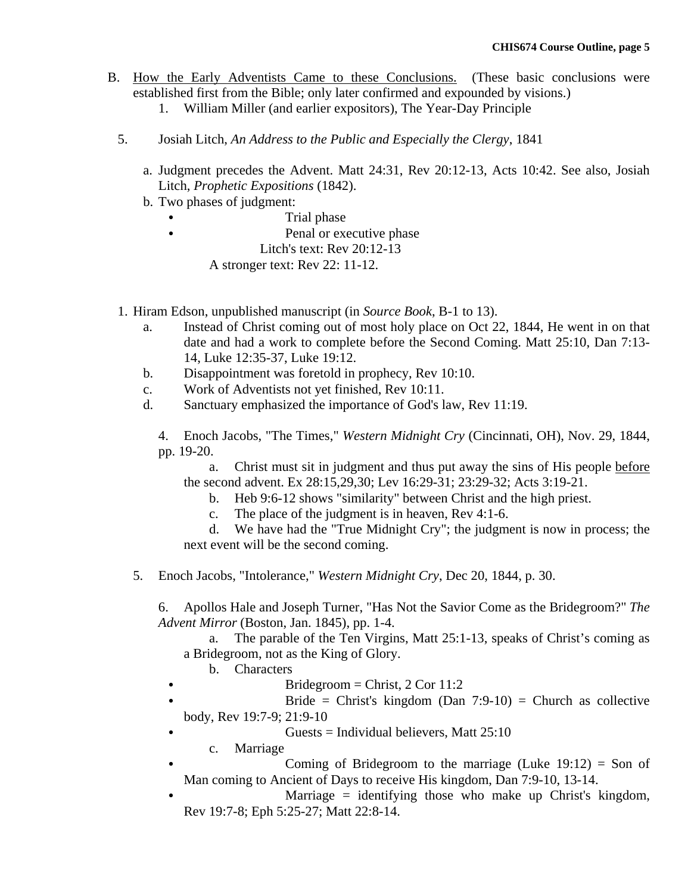B. <u>How the Early Adventists Came to these Conclusions.</u> (These basic conclusions were established first from the Bible; only later confirmed and expounded by visions.)

1. William Miller (and earlier expositors), The Year-Day Principle

5. Josiah Litch, *An Address to the Public and Especially the Clergy*, 1841

   a. Judgment precedes the Advent. Matt 24:31, Rev 20:12-13, Acts 10:42. See also, Josiah Litch, *Prophetic Expositions* (1842).

   b. Two phases of judgment:
      - Trial phase
      - Penal or executive phase

      Litch's text: Rev 20:12-13

      A stronger text: Rev 22: 11-12.

1. Hiram Edson, unpublished manuscript (in *Source Book*, B-1 to 13).

   a. Instead of Christ coming out of most holy place on Oct 22, 1844, He went in on that date and had a work to complete before the Second Coming. Matt 25:10, Dan 7:13-14, Luke 12:35-37, Luke 19:12.

   b. Disappointment was foretold in prophecy, Rev 10:10.

   c. Work of Adventists not yet finished, Rev 10:11.

   d. Sanctuary emphasized the importance of God's law, Rev 11:19.

4. Enoch Jacobs, "The Times," *Western Midnight Cry* (Cincinnati, OH), Nov. 29, 1844, pp. 19-20.

   a. Christ must sit in judgment and thus put away the sins of His people <u>before</u> the second advent. Ex 28:15,29,30; Lev 16:29-31; 23:29-32; Acts 3:19-21.

   b. Heb 9:6-12 shows "similarity" between Christ and the high priest.

   c. The place of the judgment is in heaven, Rev 4:1-6.

   d. We have had the "True Midnight Cry"; the judgment is now in process; the next event will be the second coming.

5. Enoch Jacobs, "Intolerance," *Western Midnight Cry*, Dec 20, 1844, p. 30.

6. Apollos Hale and Joseph Turner, "Has Not the Savior Come as the Bridegroom?" *The Advent Mirror* (Boston, Jan. 1845), pp. 1-4.

   a. The parable of the Ten Virgins, Matt 25:1-13, speaks of Christ's coming as a Bridegroom, not as the King of Glory.

   b. Characters
      - Bridegroom = Christ, 2 Cor 11:2
      - Bride = Christ's kingdom (Dan 7:9-10) = Church as collective body, Rev 19:7-9; 21:9-10
      - Guests = Individual believers, Matt 25:10

   c. Marriage
      - Coming of Bridegroom to the marriage (Luke 19:12) = Son of Man coming to Ancient of Days to receive His kingdom, Dan 7:9-10, 13-14.
      - Marriage = identifying those who make up Christ's kingdom, Rev 19:7-8; Eph 5:25-27; Matt 22:8-14.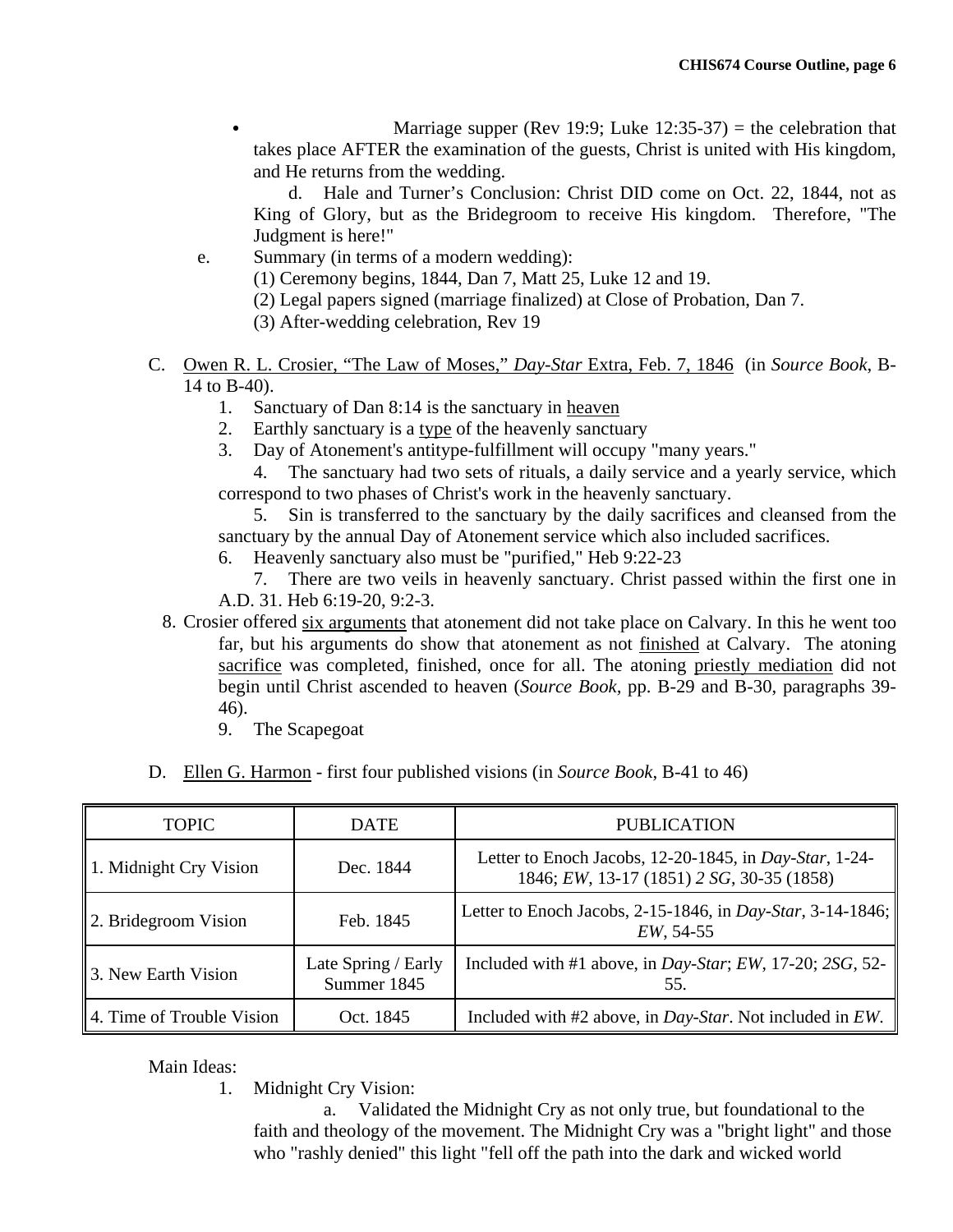- Marriage supper (Rev 19:9; Luke 12:35-37) = the celebration that takes place AFTER the examination of the guests, Christ is united with His kingdom, and He returns from the wedding.

   d. Hale and Turner's Conclusion: Christ DID come on Oct. 22, 1844, not as King of Glory, but as the Bridegroom to receive His kingdom. Therefore, "The Judgment is here!"

   e. Summary (in terms of a modern wedding):
      (1) Ceremony begins, 1844, Dan 7, Matt 25, Luke 12 and 19.
      (2) Legal papers signed (marriage finalized) at Close of Probation, Dan 7.
      (3) After-wedding celebration, Rev 19

C. <u>Owen R. L. Crosier, "The Law of Moses," *Day-Star* Extra, Feb. 7, 1846</u> (in *Source Book*, B-14 to B-40).

   1. Sanctuary of Dan 8:14 is the sanctuary in <u>heaven</u>
   2. Earthly sanctuary is a <u>type</u> of the heavenly sanctuary
   3. Day of Atonement's antitype-fulfillment will occupy "many years."
   4. The sanctuary had two sets of rituals, a daily service and a yearly service, which correspond to two phases of Christ's work in the heavenly sanctuary.
   5. Sin is transferred to the sanctuary by the daily sacrifices and cleansed from the sanctuary by the annual Day of Atonement service which also included sacrifices.
   6. Heavenly sanctuary also must be "purified," Heb 9:22-23
   7. There are two veils in heavenly sanctuary. Christ passed within the first one in A.D. 31. Heb 6:19-20, 9:2-3.
   8. Crosier offered <u>six arguments</u> that atonement did not take place on Calvary. In this he went too far, but his arguments do show that atonement as not <u>finished</u> at Calvary. The atoning <u>sacrifice</u> was completed, finished, once for all. The atoning <u>priestly mediation</u> did not begin until Christ ascended to heaven (*Source Book*, pp. B-29 and B-30, paragraphs 39-46).
   9. The Scapegoat

D. <u>Ellen G. Harmon</u> - first four published visions (in *Source Book*, B-41 to 46)

| TOPIC | DATE | PUBLICATION |
|---|---|---|
| 1. Midnight Cry Vision | Dec. 1844 | Letter to Enoch Jacobs, 12-20-1845, in *Day-Star*, 1-24-1846; *EW*, 13-17 (1851) *2 SG*, 30-35 (1858) |
| 2. Bridegroom Vision | Feb. 1845 | Letter to Enoch Jacobs, 2-15-1846, in *Day-Star*, 3-14-1846; *EW*, 54-55 |
| 3. New Earth Vision | Late Spring / Early Summer 1845 | Included with #1 above, in *Day-Star*; *EW*, 17-20; *2SG*, 52-55. |
| 4. Time of Trouble Vision | Oct. 1845 | Included with #2 above, in *Day-Star*. Not included in *EW*. |

Main Ideas:

1. Midnight Cry Vision:
   a. Validated the Midnight Cry as not only true, but foundational to the faith and theology of the movement. The Midnight Cry was a "bright light" and those who "rashly denied" this light "fell off the path into the dark and wicked world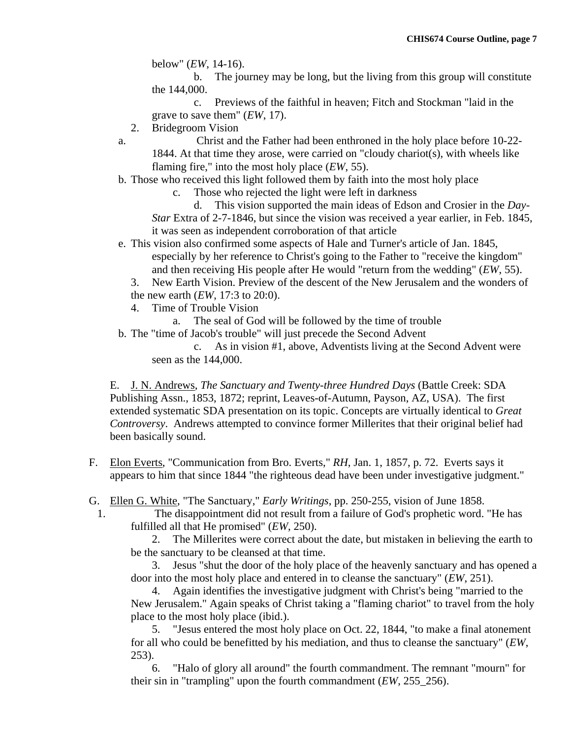below" (*EW*, 14-16).

b. The journey may be long, but the living from this group will constitute the 144,000.

c. Previews of the faithful in heaven; Fitch and Stockman "laid in the grave to save them" (*EW*, 17).

2. Bridegroom Vision

a. Christ and the Father had been enthroned in the holy place before 10-22-1844. At that time they arose, were carried on "cloudy chariot(s), with wheels like flaming fire," into the most holy place (*EW*, 55).

b. Those who received this light followed them by faith into the most holy place

c. Those who rejected the light were left in darkness

d. This vision supported the main ideas of Edson and Crosier in the *Day-Star* Extra of 2-7-1846, but since the vision was received a year earlier, in Feb. 1845, it was seen as independent corroboration of that article

e. This vision also confirmed some aspects of Hale and Turner's article of Jan. 1845, especially by her reference to Christ's going to the Father to "receive the kingdom" and then receiving His people after He would "return from the wedding" (*EW*, 55).

3. New Earth Vision. Preview of the descent of the New Jerusalem and the wonders of the new earth (*EW*, 17:3 to 20:0).

4. Time of Trouble Vision

a. The seal of God will be followed by the time of trouble

b. The "time of Jacob's trouble" will just precede the Second Advent

c. As in vision #1, above, Adventists living at the Second Advent were seen as the 144,000.

E. J. N. Andrews, *The Sanctuary and Twenty-three Hundred Days* (Battle Creek: SDA Publishing Assn., 1853, 1872; reprint, Leaves-of-Autumn, Payson, AZ, USA). The first extended systematic SDA presentation on its topic. Concepts are virtually identical to *Great Controversy*. Andrews attempted to convince former Millerites that their original belief had been basically sound.

F. Elon Everts, "Communication from Bro. Everts," *RH*, Jan. 1, 1857, p. 72. Everts says it appears to him that since 1844 "the righteous dead have been under investigative judgment."

G. Ellen G. White, "The Sanctuary," *Early Writings*, pp. 250-255, vision of June 1858.

1. The disappointment did not result from a failure of God's prophetic word. "He has fulfilled all that He promised" (*EW*, 250).

2. The Millerites were correct about the date, but mistaken in believing the earth to be the sanctuary to be cleansed at that time.

3. Jesus "shut the door of the holy place of the heavenly sanctuary and has opened a door into the most holy place and entered in to cleanse the sanctuary" (*EW*, 251).

4. Again identifies the investigative judgment with Christ's being "married to the New Jerusalem." Again speaks of Christ taking a "flaming chariot" to travel from the holy place to the most holy place (ibid.).

5. "Jesus entered the most holy place on Oct. 22, 1844, "to make a final atonement for all who could be benefitted by his mediation, and thus to cleanse the sanctuary" (*EW*, 253).

6. "Halo of glory all around" the fourth commandment. The remnant "mourn" for their sin in "trampling" upon the fourth commandment (*EW*, 255_256).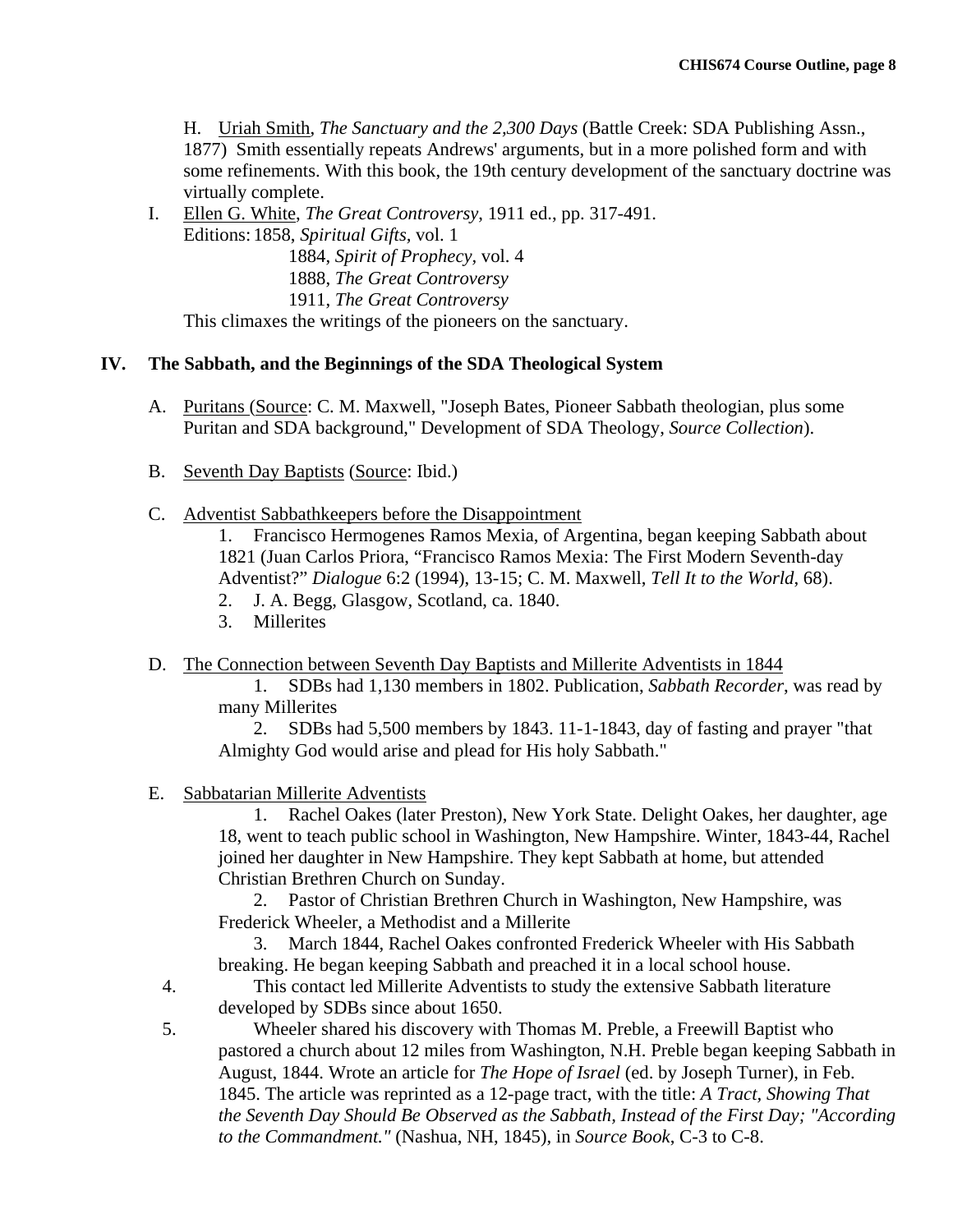H. Uriah Smith, *The Sanctuary and the 2,300 Days* (Battle Creek: SDA Publishing Assn., 1877) Smith essentially repeats Andrews' arguments, but in a more polished form and with some refinements. With this book, the 19th century development of the sanctuary doctrine was virtually complete.

I. Ellen G. White, *The Great Controversy*, 1911 ed., pp. 317-491.
Editions: 1858, *Spiritual Gifts*, vol. 1
1884, *Spirit of Prophecy*, vol. 4
1888, *The Great Controversy*
1911, *The Great Controversy*
This climaxes the writings of the pioneers on the sanctuary.

## IV. The Sabbath, and the Beginnings of the SDA Theological System

A. Puritans (Source: C. M. Maxwell, "Joseph Bates, Pioneer Sabbath theologian, plus some Puritan and SDA background," Development of SDA Theology, *Source Collection*).

B. Seventh Day Baptists (Source: Ibid.)

C. Adventist Sabbathkeepers before the Disappointment

1. Francisco Hermogenes Ramos Mexia, of Argentina, began keeping Sabbath about 1821 (Juan Carlos Priora, "Francisco Ramos Mexia: The First Modern Seventh-day Adventist?" *Dialogue* 6:2 (1994), 13-15; C. M. Maxwell, *Tell It to the World*, 68).
2. J. A. Begg, Glasgow, Scotland, ca. 1840.
3. Millerites

D. The Connection between Seventh Day Baptists and Millerite Adventists in 1844

1. SDBs had 1,130 members in 1802. Publication, *Sabbath Recorder*, was read by many Millerites
2. SDBs had 5,500 members by 1843. 11-1-1843, day of fasting and prayer "that Almighty God would arise and plead for His holy Sabbath."

E. Sabbatarian Millerite Adventists

1. Rachel Oakes (later Preston), New York State. Delight Oakes, her daughter, age 18, went to teach public school in Washington, New Hampshire. Winter, 1843-44, Rachel joined her daughter in New Hampshire. They kept Sabbath at home, but attended Christian Brethren Church on Sunday.
2. Pastor of Christian Brethren Church in Washington, New Hampshire, was Frederick Wheeler, a Methodist and a Millerite
3. March 1844, Rachel Oakes confronted Frederick Wheeler with His Sabbath breaking. He began keeping Sabbath and preached it in a local school house.
4. This contact led Millerite Adventists to study the extensive Sabbath literature developed by SDBs since about 1650.
5. Wheeler shared his discovery with Thomas M. Preble, a Freewill Baptist who pastored a church about 12 miles from Washington, N.H. Preble began keeping Sabbath in August, 1844. Wrote an article for *The Hope of Israel* (ed. by Joseph Turner), in Feb. 1845. The article was reprinted as a 12-page tract, with the title: *A Tract, Showing That the Seventh Day Should Be Observed as the Sabbath, Instead of the First Day; "According to the Commandment."* (Nashua, NH, 1845), in *Source Book*, C-3 to C-8.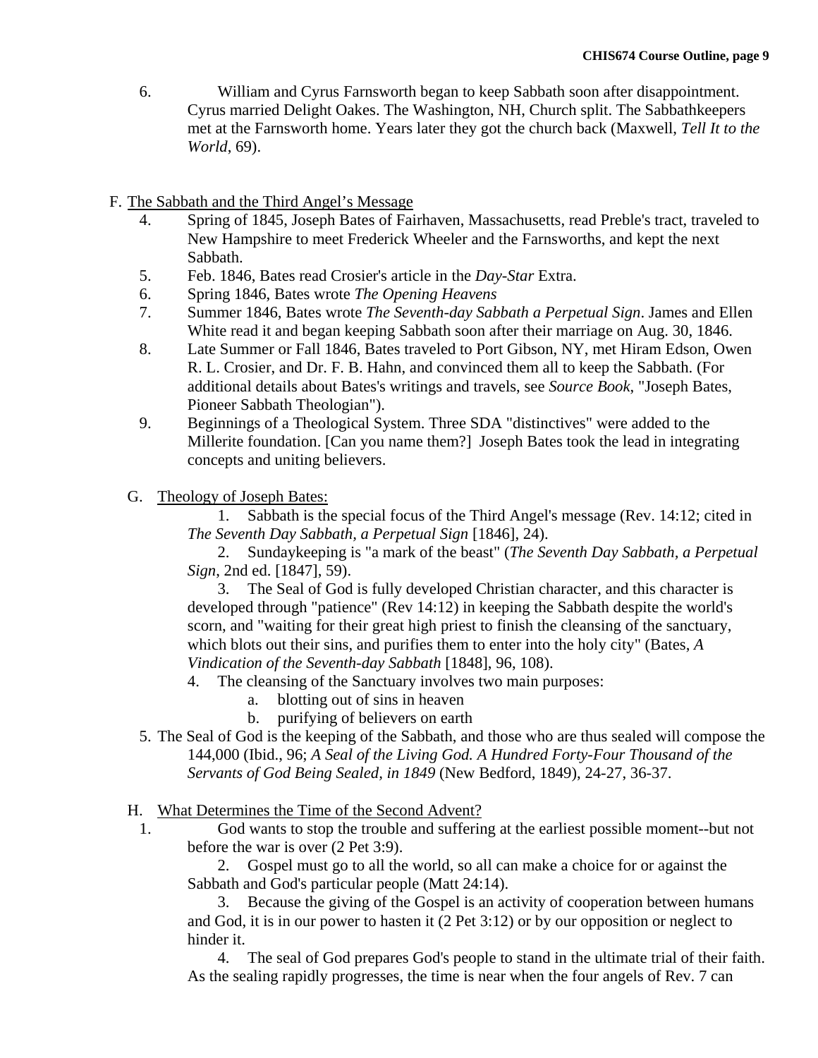6. William and Cyrus Farnsworth began to keep Sabbath soon after disappointment. Cyrus married Delight Oakes. The Washington, NH, Church split. The Sabbathkeepers met at the Farnsworth home. Years later they got the church back (Maxwell, *Tell It to the World*, 69).

F. <u>The Sabbath and the Third Angel's Message</u>

4. Spring of 1845, Joseph Bates of Fairhaven, Massachusetts, read Preble's tract, traveled to New Hampshire to meet Frederick Wheeler and the Farnsworths, and kept the next Sabbath.
5. Feb. 1846, Bates read Crosier's article in the *Day-Star* Extra.
6. Spring 1846, Bates wrote *The Opening Heavens*
7. Summer 1846, Bates wrote *The Seventh-day Sabbath a Perpetual Sign*. James and Ellen White read it and began keeping Sabbath soon after their marriage on Aug. 30, 1846.
8. Late Summer or Fall 1846, Bates traveled to Port Gibson, NY, met Hiram Edson, Owen R. L. Crosier, and Dr. F. B. Hahn, and convinced them all to keep the Sabbath. (For additional details about Bates's writings and travels, see *Source Book*, "Joseph Bates, Pioneer Sabbath Theologian").
9. Beginnings of a Theological System. Three SDA "distinctives" were added to the Millerite foundation. [Can you name them?] Joseph Bates took the lead in integrating concepts and uniting believers.

G. <u>Theology of Joseph Bates:</u>

1. Sabbath is the special focus of the Third Angel's message (Rev. 14:12; cited in *The Seventh Day Sabbath, a Perpetual Sign* [1846], 24).
2. Sundaykeeping is "a mark of the beast" (*The Seventh Day Sabbath, a Perpetual Sign*, 2nd ed. [1847], 59).
3. The Seal of God is fully developed Christian character, and this character is developed through "patience" (Rev 14:12) in keeping the Sabbath despite the world's scorn, and "waiting for their great high priest to finish the cleansing of the sanctuary, which blots out their sins, and purifies them to enter into the holy city" (Bates, *A Vindication of the Seventh-day Sabbath* [1848], 96, 108).
4. The cleansing of the Sanctuary involves two main purposes:
   a. blotting out of sins in heaven
   b. purifying of believers on earth
5. The Seal of God is the keeping of the Sabbath, and those who are thus sealed will compose the 144,000 (Ibid., 96; *A Seal of the Living God. A Hundred Forty-Four Thousand of the Servants of God Being Sealed, in 1849* (New Bedford, 1849), 24-27, 36-37.

H. <u>What Determines the Time of the Second Advent?</u>

1. God wants to stop the trouble and suffering at the earliest possible moment--but not before the war is over (2 Pet 3:9).
2. Gospel must go to all the world, so all can make a choice for or against the Sabbath and God's particular people (Matt 24:14).
3. Because the giving of the Gospel is an activity of cooperation between humans and God, it is in our power to hasten it (2 Pet 3:12) or by our opposition or neglect to hinder it.
4. The seal of God prepares God's people to stand in the ultimate trial of their faith. As the sealing rapidly progresses, the time is near when the four angels of Rev. 7 can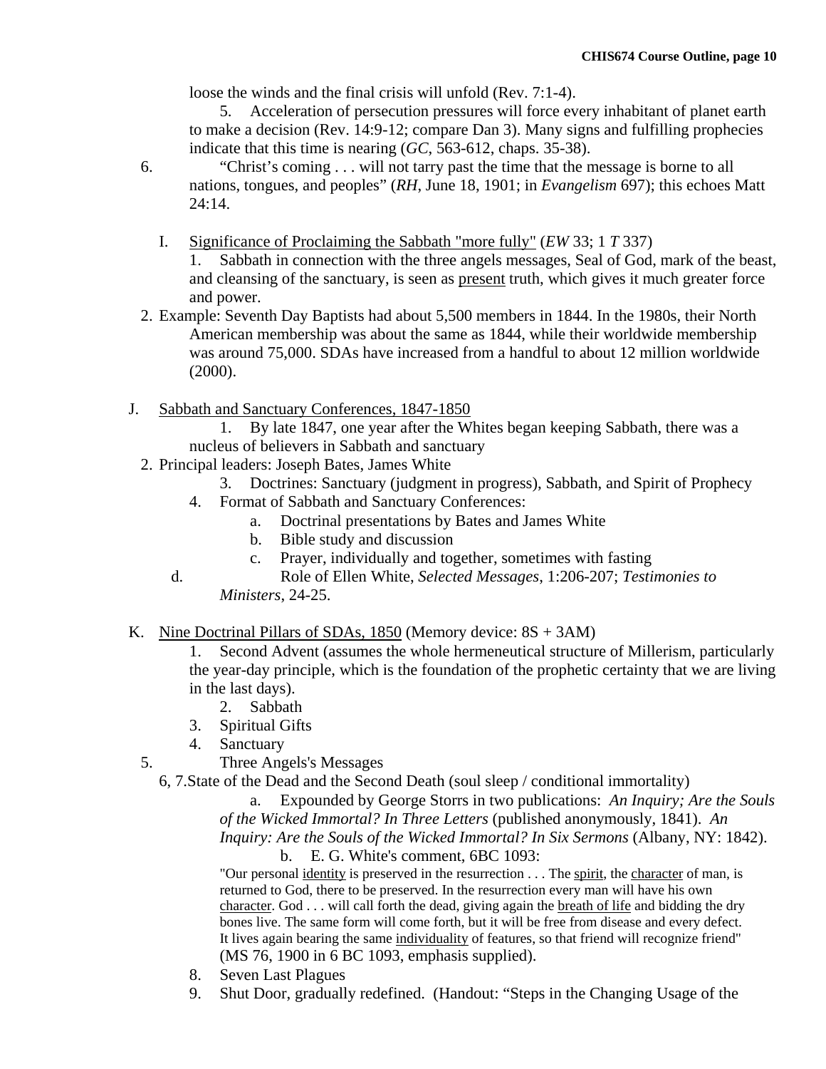loose the winds and the final crisis will unfold (Rev. 7:1-4).

5. Acceleration of persecution pressures will force every inhabitant of planet earth to make a decision (Rev. 14:9-12; compare Dan 3). Many signs and fulfilling prophecies indicate that this time is nearing (*GC*, 563-612, chaps. 35-38).

6. "Christ's coming . . . will not tarry past the time that the message is borne to all nations, tongues, and peoples" (*RH*, June 18, 1901; in *Evangelism* 697); this echoes Matt 24:14.

I. Significance of Proclaiming the Sabbath "more fully" (*EW* 33; 1 *T* 337)

1. Sabbath in connection with the three angels messages, Seal of God, mark of the beast, and cleansing of the sanctuary, is seen as present truth, which gives it much greater force and power.
2. Example: Seventh Day Baptists had about 5,500 members in 1844. In the 1980s, their North American membership was about the same as 1844, while their worldwide membership was around 75,000. SDAs have increased from a handful to about 12 million worldwide (2000).

J. Sabbath and Sanctuary Conferences, 1847-1850

1. By late 1847, one year after the Whites began keeping Sabbath, there was a nucleus of believers in Sabbath and sanctuary
2. Principal leaders: Joseph Bates, James White
3. Doctrines: Sanctuary (judgment in progress), Sabbath, and Spirit of Prophecy
4. Format of Sabbath and Sanctuary Conferences:
   a. Doctrinal presentations by Bates and James White
   b. Bible study and discussion
   c. Prayer, individually and together, sometimes with fasting
   d. Role of Ellen White, *Selected Messages*, 1:206-207; *Testimonies to Ministers*, 24-25.

K. Nine Doctrinal Pillars of SDAs, 1850 (Memory device: 8S + 3AM)

1. Second Advent (assumes the whole hermeneutical structure of Millerism, particularly the year-day principle, which is the foundation of the prophetic certainty that we are living in the last days).
2. Sabbath
3. Spiritual Gifts
4. Sanctuary
5. Three Angels's Messages

6, 7. State of the Dead and the Second Death (soul sleep / conditional immortality)

   a. Expounded by George Storrs in two publications: *An Inquiry; Are the Souls of the Wicked Immortal? In Three Letters* (published anonymously, 1841). *An Inquiry: Are the Souls of the Wicked Immortal? In Six Sermons* (Albany, NY: 1842).
   b. E. G. White's comment, 6BC 1093:

   "Our personal identity is preserved in the resurrection . . . The spirit, the character of man, is returned to God, there to be preserved. In the resurrection every man will have his own character. God . . . will call forth the dead, giving again the breath of life and bidding the dry bones live. The same form will come forth, but it will be free from disease and every defect. It lives again bearing the same individuality of features, so that friend will recognize friend" (MS 76, 1900 in 6 BC 1093, emphasis supplied).

8. Seven Last Plagues
9. Shut Door, gradually redefined. (Handout: "Steps in the Changing Usage of the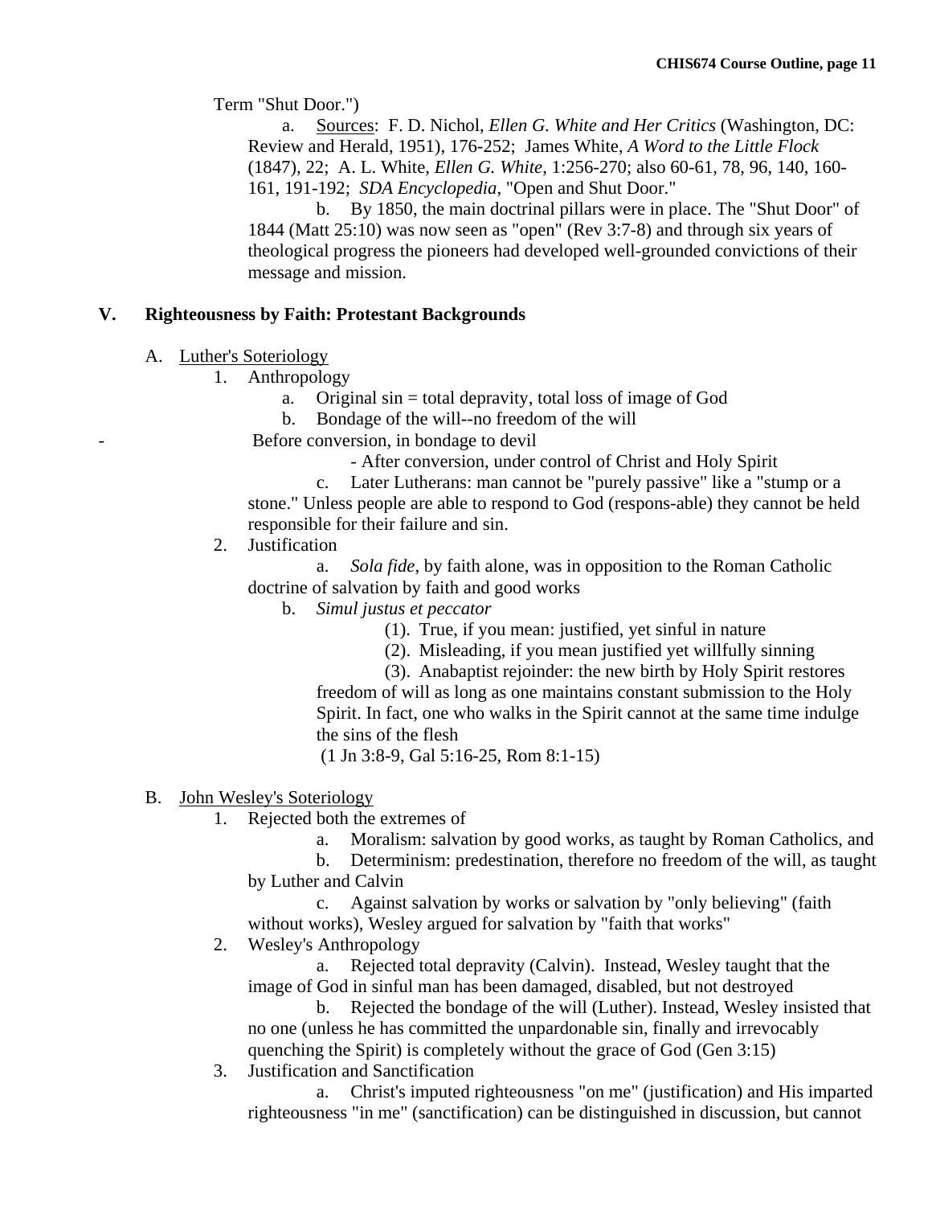Term "Shut Door.")

a. Sources: F. D. Nichol, *Ellen G. White and Her Critics* (Washington, DC: Review and Herald, 1951), 176-252; James White, *A Word to the Little Flock* (1847), 22; A. L. White, *Ellen G. White*, 1:256-270; also 60-61, 78, 96, 140, 160-161, 191-192; *SDA Encyclopedia*, "Open and Shut Door."

b. By 1850, the main doctrinal pillars were in place. The "Shut Door" of 1844 (Matt 25:10) was now seen as "open" (Rev 3:7-8) and through six years of theological progress the pioneers had developed well-grounded convictions of their message and mission.

## V. Righteousness by Faith: Protestant Backgrounds

A. Luther's Soteriology

1. Anthropology
   - a. Original sin = total depravity, total loss of image of God
   - b. Bondage of the will--no freedom of the will
     - Before conversion, in bondage to devil
     - After conversion, under control of Christ and Holy Spirit
   - c. Later Lutherans: man cannot be "purely passive" like a "stump or a stone." Unless people are able to respond to God (respons-able) they cannot be held responsible for their failure and sin.
2. Justification
   - a. *Sola fide*, by faith alone, was in opposition to the Roman Catholic doctrine of salvation by faith and good works
   - b. *Simul justus et peccator*
     - (1). True, if you mean: justified, yet sinful in nature
     - (2). Misleading, if you mean justified yet willfully sinning
     - (3). Anabaptist rejoinder: the new birth by Holy Spirit restores freedom of will as long as one maintains constant submission to the Holy Spirit. In fact, one who walks in the Spirit cannot at the same time indulge the sins of the flesh (1 Jn 3:8-9, Gal 5:16-25, Rom 8:1-15)

B. John Wesley's Soteriology

1. Rejected both the extremes of
   - a. Moralism: salvation by good works, as taught by Roman Catholics, and
   - b. Determinism: predestination, therefore no freedom of the will, as taught by Luther and Calvin
   - c. Against salvation by works or salvation by "only believing" (faith without works), Wesley argued for salvation by "faith that works"
2. Wesley's Anthropology
   - a. Rejected total depravity (Calvin). Instead, Wesley taught that the image of God in sinful man has been damaged, disabled, but not destroyed
   - b. Rejected the bondage of the will (Luther). Instead, Wesley insisted that no one (unless he has committed the unpardonable sin, finally and irrevocably quenching the Spirit) is completely without the grace of God (Gen 3:15)
3. Justification and Sanctification
   - a. Christ's imputed righteousness "on me" (justification) and His imparted righteousness "in me" (sanctification) can be distinguished in discussion, but cannot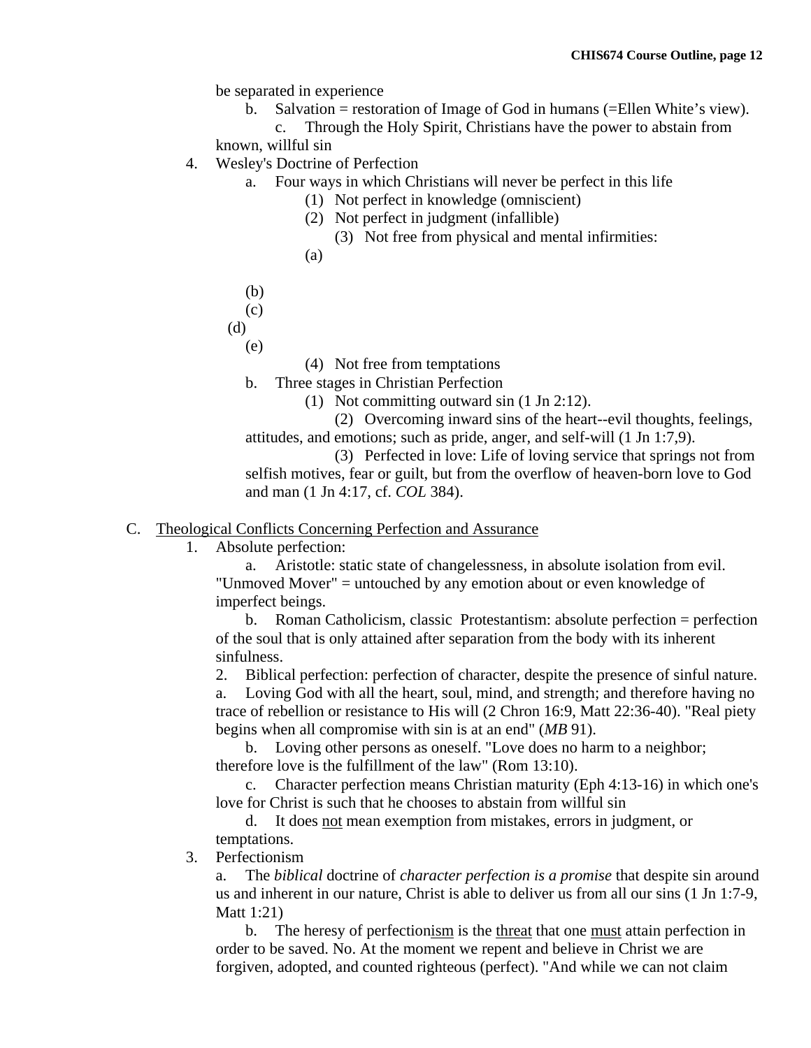be separated in experience

b. Salvation = restoration of Image of God in humans (=Ellen White's view).

c. Through the Holy Spirit, Christians have the power to abstain from known, willful sin

4. Wesley's Doctrine of Perfection

   a. Four ways in which Christians will never be perfect in this life

      (1) Not perfect in knowledge (omniscient)

      (2) Not perfect in judgment (infallible)

      (3) Not free from physical and mental infirmities:

      (a)

      (b)

      (c)

      (d)

      (e)

      (4) Not free from temptations

   b. Three stages in Christian Perfection

      (1) Not committing outward sin (1 Jn 2:12).

      (2) Overcoming inward sins of the heart--evil thoughts, feelings, attitudes, and emotions; such as pride, anger, and self-will (1 Jn 1:7,9).

      (3) Perfected in love: Life of loving service that springs not from selfish motives, fear or guilt, but from the overflow of heaven-born love to God and man (1 Jn 4:17, cf. *COL* 384).

C. <u>Theological Conflicts Concerning Perfection and Assurance</u>

1. Absolute perfection:

   a. Aristotle: static state of changelessness, in absolute isolation from evil. "Unmoved Mover" = untouched by any emotion about or even knowledge of imperfect beings.

   b. Roman Catholicism, classic Protestantism: absolute perfection = perfection of the soul that is only attained after separation from the body with its inherent sinfulness.

2. Biblical perfection: perfection of character, despite the presence of sinful nature.

   a. Loving God with all the heart, soul, mind, and strength; and therefore having no trace of rebellion or resistance to His will (2 Chron 16:9, Matt 22:36-40). "Real piety begins when all compromise with sin is at an end" (*MB* 91).

   b. Loving other persons as oneself. "Love does no harm to a neighbor; therefore love is the fulfillment of the law" (Rom 13:10).

   c. Character perfection means Christian maturity (Eph 4:13-16) in which one's love for Christ is such that he chooses to abstain from willful sin

   d. It does <u>not</u> mean exemption from mistakes, errors in judgment, or temptations.

3. Perfectionism

   a. The *biblical* doctrine of *character perfection is a promise* that despite sin around us and inherent in our nature, Christ is able to deliver us from all our sins (1 Jn 1:7-9, Matt 1:21)

   b. The heresy of perfection<u>ism</u> is the <u>threat</u> that one <u>must</u> attain perfection in order to be saved. No. At the moment we repent and believe in Christ we are forgiven, adopted, and counted righteous (perfect). "And while we can not claim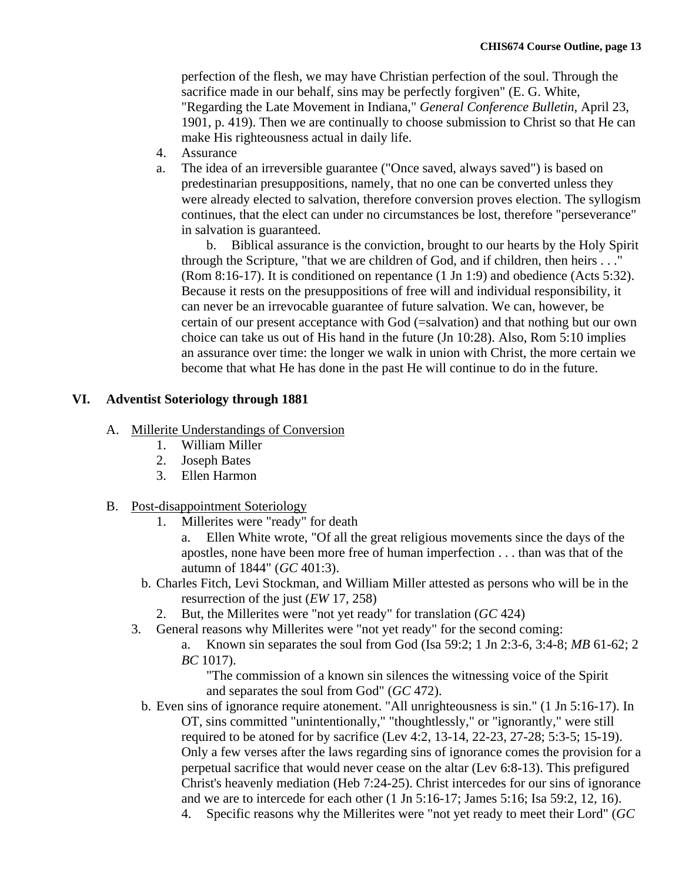perfection of the flesh, we may have Christian perfection of the soul. Through the sacrifice made in our behalf, sins may be perfectly forgiven" (E. G. White, "Regarding the Late Movement in Indiana," *General Conference Bulletin*, April 23, 1901, p. 419). Then we are continually to choose submission to Christ so that He can make His righteousness actual in daily life.

4. Assurance

   a. The idea of an irreversible guarantee ("Once saved, always saved") is based on predestinarian presuppositions, namely, that no one can be converted unless they were already elected to salvation, therefore conversion proves election. The syllogism continues, that the elect can under no circumstances be lost, therefore "perseverance" in salvation is guaranteed.

   b. Biblical assurance is the conviction, brought to our hearts by the Holy Spirit through the Scripture, "that we are children of God, and if children, then heirs . . ." (Rom 8:16-17). It is conditioned on repentance (1 Jn 1:9) and obedience (Acts 5:32). Because it rests on the presuppositions of free will and individual responsibility, it can never be an irrevocable guarantee of future salvation. We can, however, be certain of our present acceptance with God (=salvation) and that nothing but our own choice can take us out of His hand in the future (Jn 10:28). Also, Rom 5:10 implies an assurance over time: the longer we walk in union with Christ, the more certain we become that what He has done in the past He will continue to do in the future.

## VI. Adventist Soteriology through 1881

A. Millerite Understandings of Conversion

1. William Miller
2. Joseph Bates
3. Ellen Harmon

B. Post-disappointment Soteriology

1. Millerites were "ready" for death

   a. Ellen White wrote, "Of all the great religious movements since the days of the apostles, none have been more free of human imperfection . . . than was that of the autumn of 1844" (*GC* 401:3).

   b. Charles Fitch, Levi Stockman, and William Miller attested as persons who will be in the resurrection of the just (*EW* 17, 258)

2. But, the Millerites were "not yet ready" for translation (*GC* 424)

3. General reasons why Millerites were "not yet ready" for the second coming:

   a. Known sin separates the soul from God (Isa 59:2; 1 Jn 2:3-6, 3:4-8; *MB* 61-62; 2 *BC* 1017).

      "The commission of a known sin silences the witnessing voice of the Spirit and separates the soul from God" (*GC* 472).

   b. Even sins of ignorance require atonement. "All unrighteousness is sin." (1 Jn 5:16-17). In OT, sins committed "unintentionally," "thoughtlessly," or "ignorantly," were still required to be atoned for by sacrifice (Lev 4:2, 13-14, 22-23, 27-28; 5:3-5; 15-19). Only a few verses after the laws regarding sins of ignorance comes the provision for a perpetual sacrifice that would never cease on the altar (Lev 6:8-13). This prefigured Christ's heavenly mediation (Heb 7:24-25). Christ intercedes for our sins of ignorance and we are to intercede for each other (1 Jn 5:16-17; James 5:16; Isa 59:2, 12, 16).

4. Specific reasons why the Millerites were "not yet ready to meet their Lord" (*GC*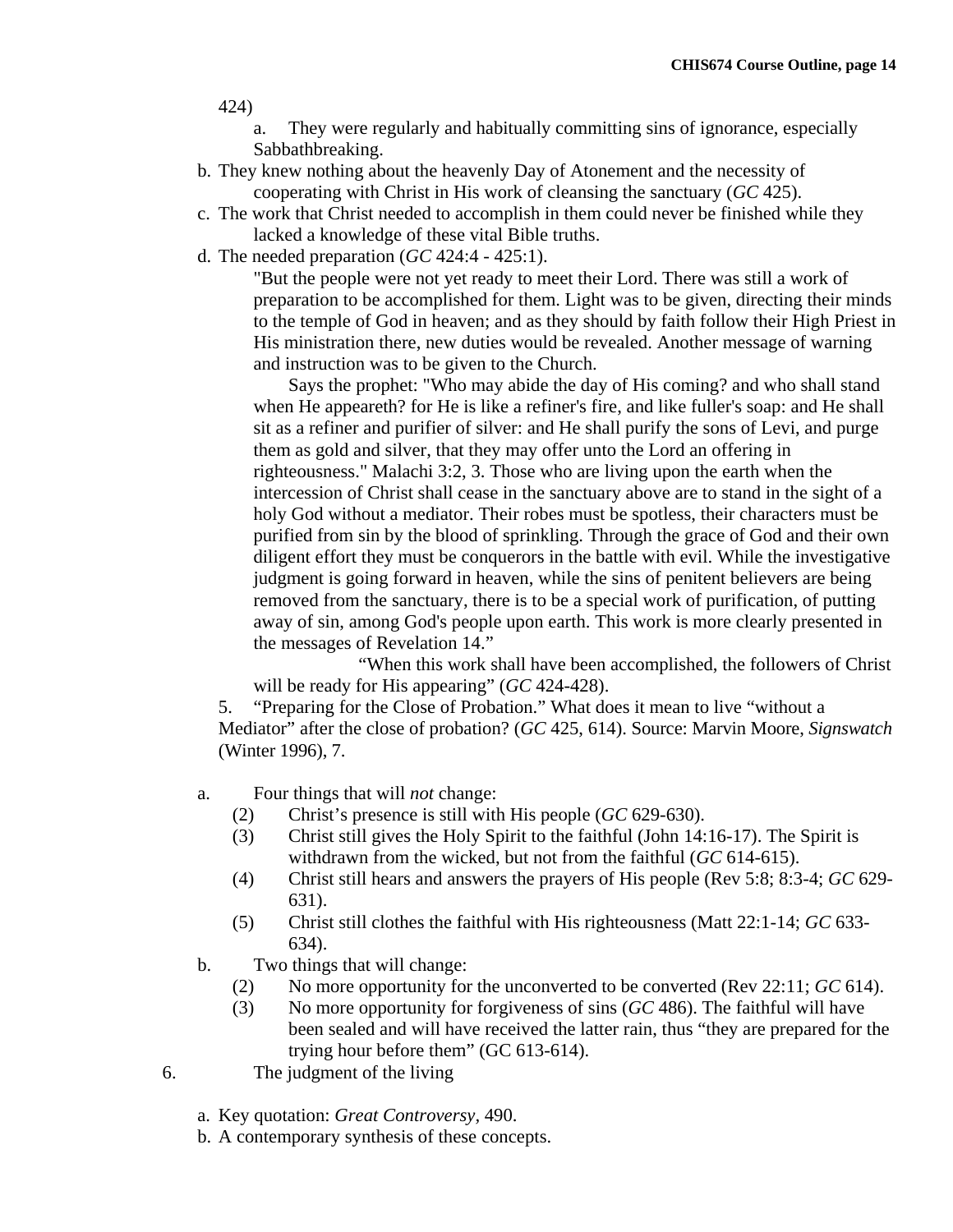424)

a. They were regularly and habitually committing sins of ignorance, especially Sabbathbreaking.

b. They knew nothing about the heavenly Day of Atonement and the necessity of cooperating with Christ in His work of cleansing the sanctuary (*GC* 425).

c. The work that Christ needed to accomplish in them could never be finished while they lacked a knowledge of these vital Bible truths.

d. The needed preparation (*GC* 424:4 - 425:1).

> "But the people were not yet ready to meet their Lord. There was still a work of preparation to be accomplished for them. Light was to be given, directing their minds to the temple of God in heaven; and as they should by faith follow their High Priest in His ministration there, new duties would be revealed. Another message of warning and instruction was to be given to the Church.
>
> Says the prophet: "Who may abide the day of His coming? and who shall stand when He appeareth? for He is like a refiner's fire, and like fuller's soap: and He shall sit as a refiner and purifier of silver: and He shall purify the sons of Levi, and purge them as gold and silver, that they may offer unto the Lord an offering in righteousness." Malachi 3:2, 3. Those who are living upon the earth when the intercession of Christ shall cease in the sanctuary above are to stand in the sight of a holy God without a mediator. Their robes must be spotless, their characters must be purified from sin by the blood of sprinkling. Through the grace of God and their own diligent effort they must be conquerors in the battle with evil. While the investigative judgment is going forward in heaven, while the sins of penitent believers are being removed from the sanctuary, there is to be a special work of purification, of putting away of sin, among God's people upon earth. This work is more clearly presented in the messages of Revelation 14."
>
> "When this work shall have been accomplished, the followers of Christ will be ready for His appearing" (*GC* 424-428).

5. "Preparing for the Close of Probation." What does it mean to live "without a Mediator" after the close of probation? (*GC* 425, 614). Source: Marvin Moore, *Signswatch* (Winter 1996), 7.

a. Four things that will *not* change:
   - (2) Christ's presence is still with His people (*GC* 629-630).
   - (3) Christ still gives the Holy Spirit to the faithful (John 14:16-17). The Spirit is withdrawn from the wicked, but not from the faithful (*GC* 614-615).
   - (4) Christ still hears and answers the prayers of His people (Rev 5:8; 8:3-4; *GC* 629-631).
   - (5) Christ still clothes the faithful with His righteousness (Matt 22:1-14; *GC* 633-634).

b. Two things that will change:
   - (2) No more opportunity for the unconverted to be converted (Rev 22:11; *GC* 614).
   - (3) No more opportunity for forgiveness of sins (*GC* 486). The faithful will have been sealed and will have received the latter rain, thus "they are prepared for the trying hour before them" (GC 613-614).

6. The judgment of the living

a. Key quotation: *Great Controversy*, 490.

b. A contemporary synthesis of these concepts.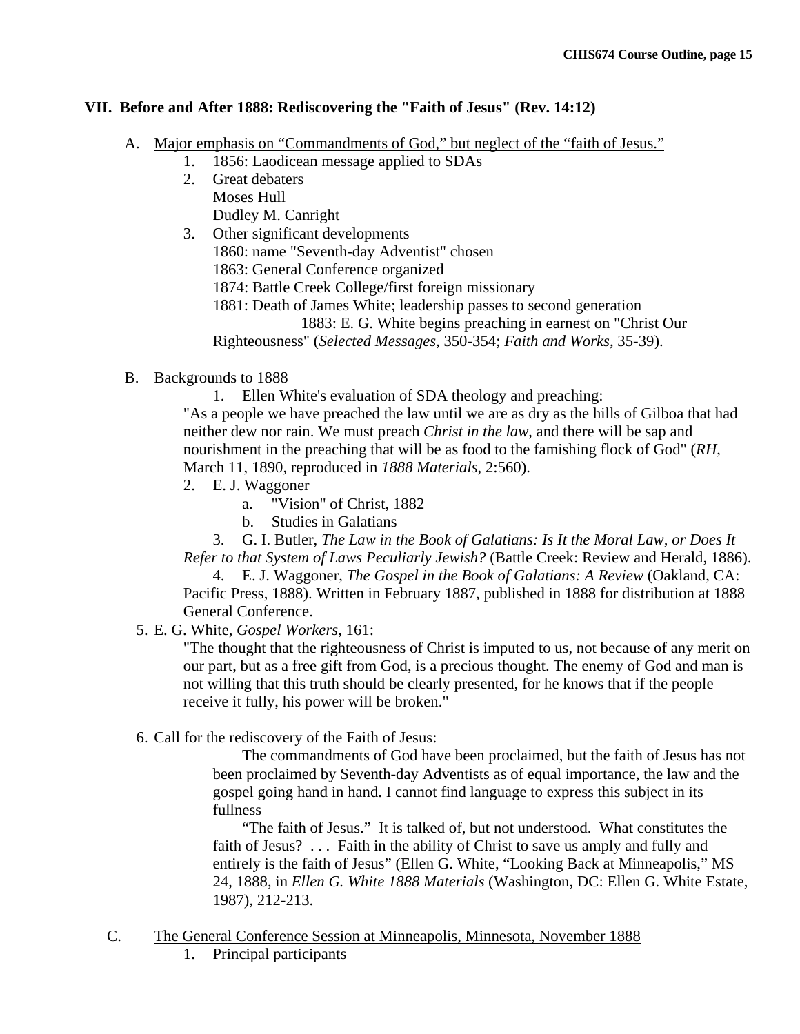## VII. Before and After 1888: Rediscovering the "Faith of Jesus" (Rev. 14:12)

A. Major emphasis on "Commandments of God," but neglect of the "faith of Jesus."

1. 1856: Laodicean message applied to SDAs
2. Great debaters
   Moses Hull
   Dudley M. Canright
3. Other significant developments
   1860: name "Seventh-day Adventist" chosen
   1863: General Conference organized
   1874: Battle Creek College/first foreign missionary
   1881: Death of James White; leadership passes to second generation
   1883: E. G. White begins preaching in earnest on "Christ Our Righteousness" (*Selected Messages*, 350-354; *Faith and Works*, 35-39).

B. Backgrounds to 1888

1. Ellen White's evaluation of SDA theology and preaching:
   "As a people we have preached the law until we are as dry as the hills of Gilboa that had neither dew nor rain. We must preach *Christ in the law*, and there will be sap and nourishment in the preaching that will be as food to the famishing flock of God" (*RH*, March 11, 1890, reproduced in *1888 Materials*, 2:560).
2. E. J. Waggoner
   a. "Vision" of Christ, 1882
   b. Studies in Galatians
3. G. I. Butler, *The Law in the Book of Galatians: Is It the Moral Law, or Does It Refer to that System of Laws Peculiarly Jewish?* (Battle Creek: Review and Herald, 1886).
4. E. J. Waggoner, *The Gospel in the Book of Galatians: A Review* (Oakland, CA: Pacific Press, 1888). Written in February 1887, published in 1888 for distribution at 1888 General Conference.
5. E. G. White, *Gospel Workers*, 161:
   "The thought that the righteousness of Christ is imputed to us, not because of any merit on our part, but as a free gift from God, is a precious thought. The enemy of God and man is not willing that this truth should be clearly presented, for he knows that if the people receive it fully, his power will be broken."
6. Call for the rediscovery of the Faith of Jesus:

   > The commandments of God have been proclaimed, but the faith of Jesus has not been proclaimed by Seventh-day Adventists as of equal importance, the law and the gospel going hand in hand. I cannot find language to express this subject in its fullness
   >
   > "The faith of Jesus." It is talked of, but not understood. What constitutes the faith of Jesus? . . . Faith in the ability of Christ to save us amply and fully and entirely is the faith of Jesus" (Ellen G. White, "Looking Back at Minneapolis," MS 24, 1888, in *Ellen G. White 1888 Materials* (Washington, DC: Ellen G. White Estate, 1987), 212-213.

C. The General Conference Session at Minneapolis, Minnesota, November 1888

1. Principal participants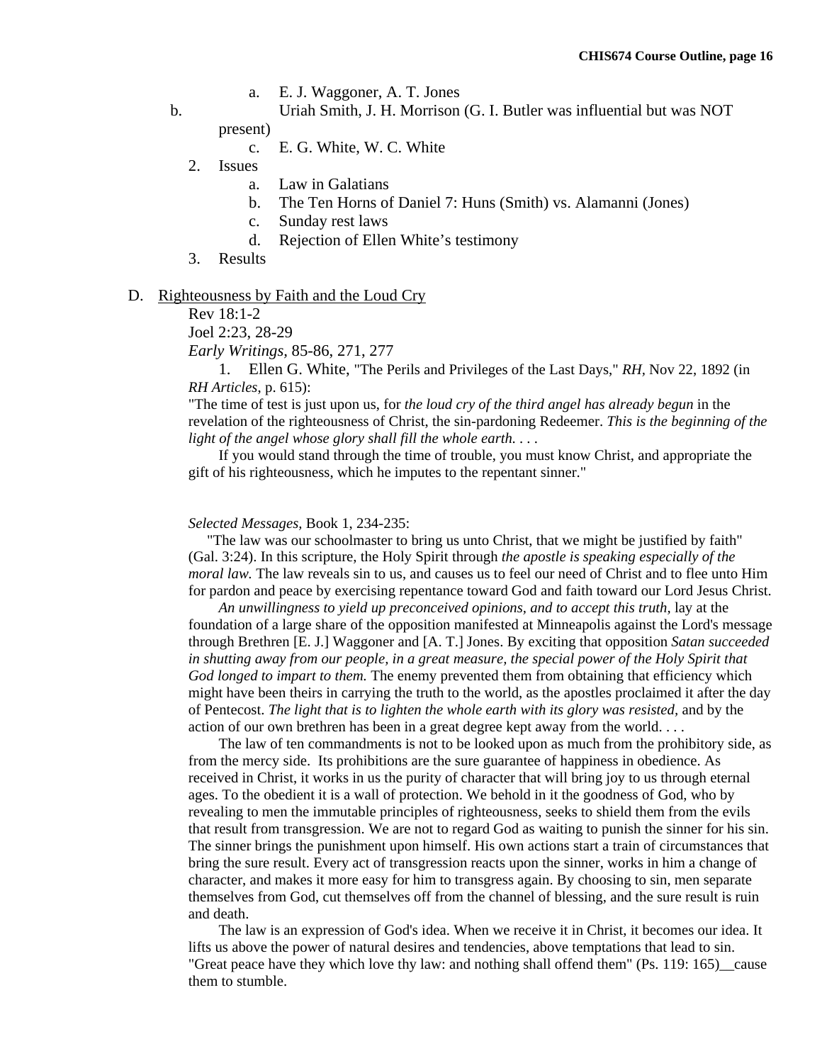a. E. J. Waggoner, A. T. Jones
   b. Uriah Smith, J. H. Morrison (G. I. Butler was influential but was NOT present)
   c. E. G. White, W. C. White

2. Issues
   a. Law in Galatians
   b. The Ten Horns of Daniel 7: Huns (Smith) vs. Alamanni (Jones)
   c. Sunday rest laws
   d. Rejection of Ellen White's testimony

3. Results

D. <u>Righteousness by Faith and the Loud Cry</u>

Rev 18:1-2

Joel 2:23, 28-29

*Early Writings,* 85-86, 271, 277

1. Ellen G. White, "The Perils and Privileges of the Last Days," *RH,* Nov 22, 1892 (in *RH Articles,* p. 615):

"The time of test is just upon us, for *the loud cry of the third angel has already begun* in the revelation of the righteousness of Christ, the sin-pardoning Redeemer. *This is the beginning of the light of the angel whose glory shall fill the whole earth.* . . .

If you would stand through the time of trouble, you must know Christ, and appropriate the gift of his righteousness, which he imputes to the repentant sinner."

*Selected Messages,* Book 1, 234-235:

"The law was our schoolmaster to bring us unto Christ, that we might be justified by faith" (Gal. 3:24). In this scripture, the Holy Spirit through *the apostle is speaking especially of the moral law.* The law reveals sin to us, and causes us to feel our need of Christ and to flee unto Him for pardon and peace by exercising repentance toward God and faith toward our Lord Jesus Christ.

*An unwillingness to yield up preconceived opinions, and to accept this truth,* lay at the foundation of a large share of the opposition manifested at Minneapolis against the Lord's message through Brethren [E. J.] Waggoner and [A. T.] Jones. By exciting that opposition *Satan succeeded in shutting away from our people, in a great measure, the special power of the Holy Spirit that God longed to impart to them.* The enemy prevented them from obtaining that efficiency which might have been theirs in carrying the truth to the world, as the apostles proclaimed it after the day of Pentecost. *The light that is to lighten the whole earth with its glory was resisted,* and by the action of our own brethren has been in a great degree kept away from the world. . . .

The law of ten commandments is not to be looked upon as much from the prohibitory side, as from the mercy side. Its prohibitions are the sure guarantee of happiness in obedience. As received in Christ, it works in us the purity of character that will bring joy to us through eternal ages. To the obedient it is a wall of protection. We behold in it the goodness of God, who by revealing to men the immutable principles of righteousness, seeks to shield them from the evils that result from transgression. We are not to regard God as waiting to punish the sinner for his sin. The sinner brings the punishment upon himself. His own actions start a train of circumstances that bring the sure result. Every act of transgression reacts upon the sinner, works in him a change of character, and makes it more easy for him to transgress again. By choosing to sin, men separate themselves from God, cut themselves off from the channel of blessing, and the sure result is ruin and death.

The law is an expression of God's idea. When we receive it in Christ, it becomes our idea. It lifts us above the power of natural desires and tendencies, above temptations that lead to sin. "Great peace have they which love thy law: and nothing shall offend them" (Ps. 119: 165)__cause them to stumble.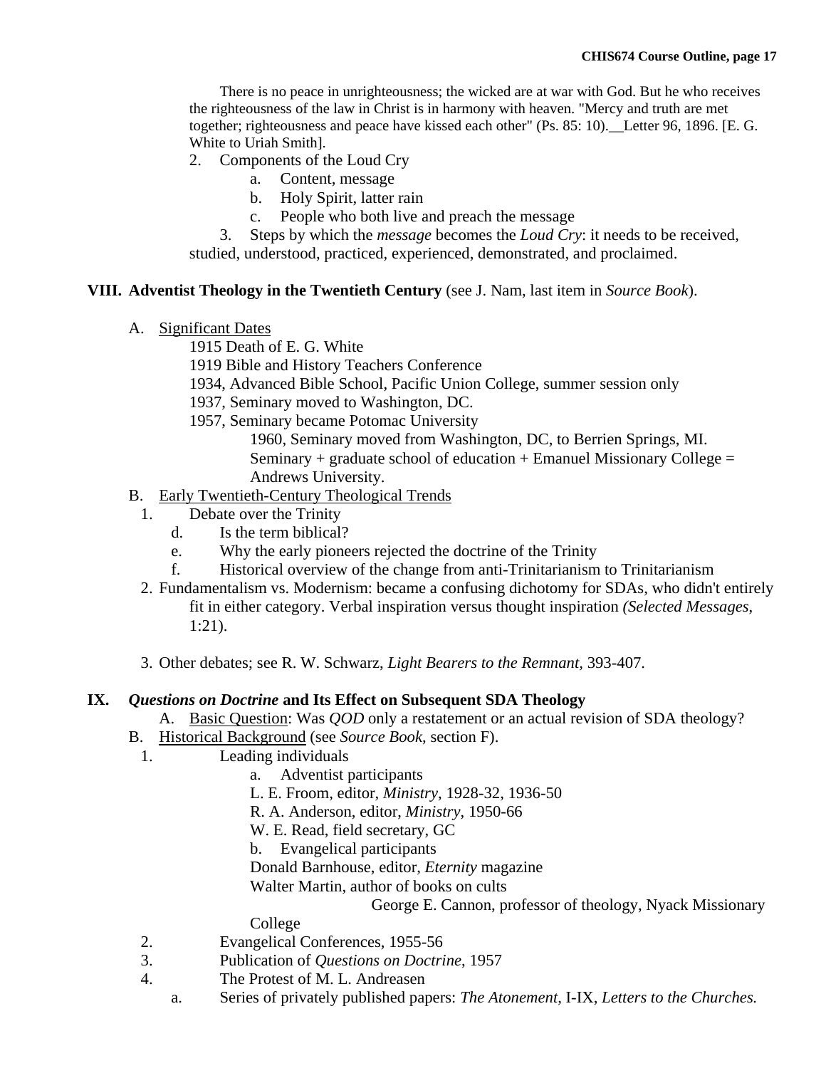There is no peace in unrighteousness; the wicked are at war with God. But he who receives the righteousness of the law in Christ is in harmony with heaven. "Mercy and truth are met together; righteousness and peace have kissed each other" (Ps. 85: 10).__Letter 96, 1896. [E. G. White to Uriah Smith].

2. Components of the Loud Cry
    a. Content, message
    b. Holy Spirit, latter rain
    c. People who both live and preach the message

3. Steps by which the *message* becomes the *Loud Cry*: it needs to be received, studied, understood, practiced, experienced, demonstrated, and proclaimed.

## VIII. Adventist Theology in the Twentieth Century (see J. Nam, last item in *Source Book*).

A. Significant Dates

1915 Death of E. G. White
1919 Bible and History Teachers Conference
1934, Advanced Bible School, Pacific Union College, summer session only
1937, Seminary moved to Washington, DC.
1957, Seminary became Potomac University
    1960, Seminary moved from Washington, DC, to Berrien Springs, MI. Seminary + graduate school of education + Emanuel Missionary College = Andrews University.

B. Early Twentieth-Century Theological Trends

1. Debate over the Trinity
    d. Is the term biblical?
    e. Why the early pioneers rejected the doctrine of the Trinity
    f. Historical overview of the change from anti-Trinitarianism to Trinitarianism
2. Fundamentalism vs. Modernism: became a confusing dichotomy for SDAs, who didn't entirely fit in either category. Verbal inspiration versus thought inspiration *(Selected Messages*, 1:21).

3. Other debates; see R. W. Schwarz, *Light Bearers to the Remnant*, 393-407.

## IX. *Questions on Doctrine* and Its Effect on Subsequent SDA Theology

A. Basic Question: Was *QOD* only a restatement or an actual revision of SDA theology?

B. Historical Background (see *Source Book*, section F).

1. Leading individuals
    a. Adventist participants
        L. E. Froom, editor, *Ministry*, 1928-32, 1936-50
        R. A. Anderson, editor, *Ministry*, 1950-66
        W. E. Read, field secretary, GC
    b. Evangelical participants
        Donald Barnhouse, editor, *Eternity* magazine
        Walter Martin, author of books on cults
        George E. Cannon, professor of theology, Nyack Missionary College
2. Evangelical Conferences, 1955-56
3. Publication of *Questions on Doctrine*, 1957
4. The Protest of M. L. Andreasen
    a. Series of privately published papers: *The Atonement*, I-IX, *Letters to the Churches.*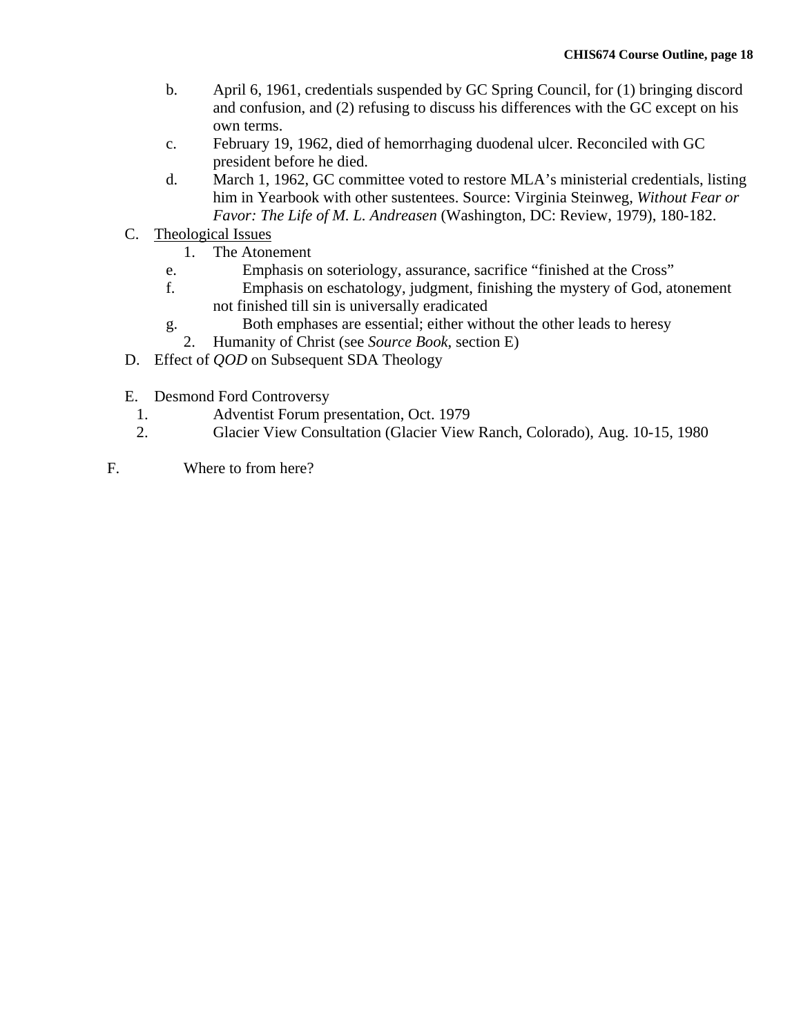b. April 6, 1961, credentials suspended by GC Spring Council, for (1) bringing discord and confusion, and (2) refusing to discuss his differences with the GC except on his own terms.

c. February 19, 1962, died of hemorrhaging duodenal ulcer. Reconciled with GC president before he died.

d. March 1, 1962, GC committee voted to restore MLA's ministerial credentials, listing him in Yearbook with other sustentees. Source: Virginia Steinweg, *Without Fear or Favor: The Life of M. L. Andreasen* (Washington, DC: Review, 1979), 180-182.

C. Theological Issues

1. The Atonement

e. Emphasis on soteriology, assurance, sacrifice "finished at the Cross"

f. Emphasis on eschatology, judgment, finishing the mystery of God, atonement not finished till sin is universally eradicated

g. Both emphases are essential; either without the other leads to heresy

2. Humanity of Christ (see *Source Book*, section E)

D. Effect of *QOD* on Subsequent SDA Theology

E. Desmond Ford Controversy

1. Adventist Forum presentation, Oct. 1979

2. Glacier View Consultation (Glacier View Ranch, Colorado), Aug. 10-15, 1980

F. Where to from here?